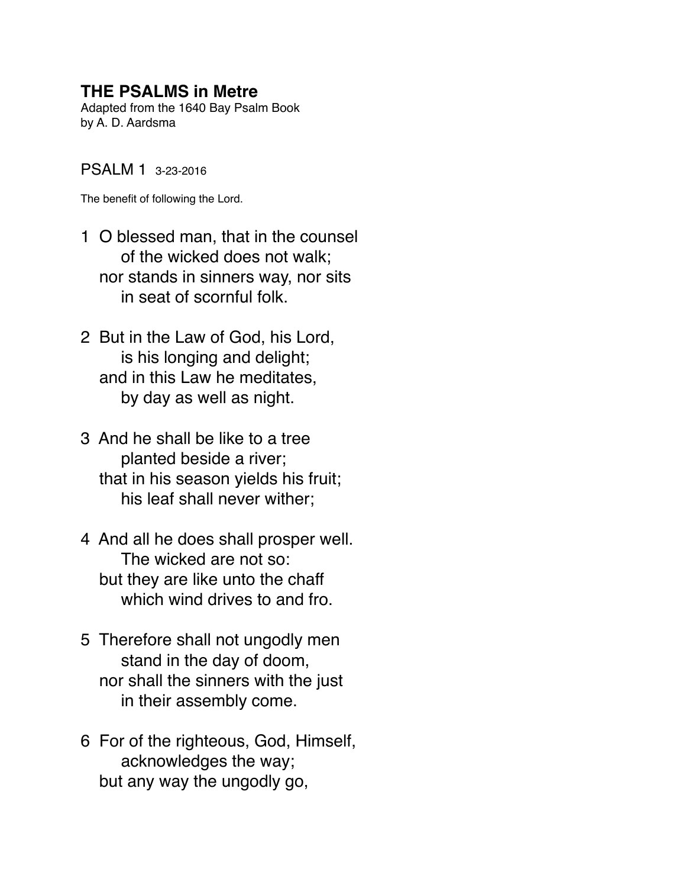## THE PSALMS in Metre

Adapted from the 1640 Bay Psalm Book
by A. D. Aardsma

### PSALM 1 3-23-2016

The benefit of following the Lord.

1 O blessed man, that in the counsel
   of the wicked does not walk;
 nor stands in sinners way, nor sits
   in seat of scornful folk.

2 But in the Law of God, his Lord,
   is his longing and delight;
 and in this Law he meditates,
   by day as well as night.

3 And he shall be like to a tree
   planted beside a river;
 that in his season yields his fruit;
   his leaf shall never wither;

4 And all he does shall prosper well.
   The wicked are not so:
 but they are like unto the chaff
   which wind drives to and fro.

5 Therefore shall not ungodly men
   stand in the day of doom,
 nor shall the sinners with the just
   in their assembly come.

6 For of the righteous, God, Himself,
   acknowledges the way;
 but any way the ungodly go,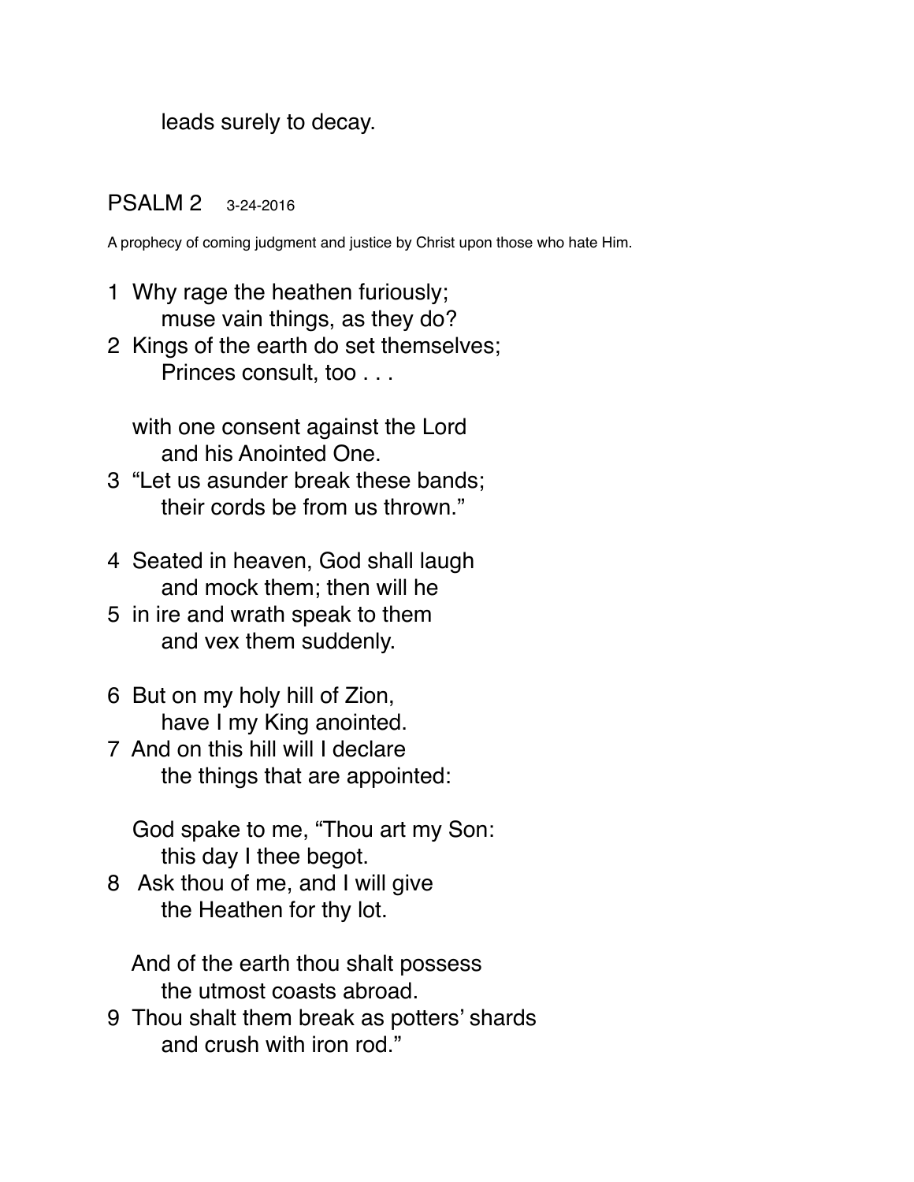leads surely to decay.

## PSALM 2 3-24-2016

A prophecy of coming judgment and justice by Christ upon those who hate Him.

1 Why rage the heathen furiously;
 muse vain things, as they do?
2 Kings of the earth do set themselves;
 Princes consult, too . . .

with one consent against the Lord
 and his Anointed One.
3 "Let us asunder break these bands;
 their cords be from us thrown."

4 Seated in heaven, God shall laugh
 and mock them; then will he
5 in ire and wrath speak to them
 and vex them suddenly.

6 But on my holy hill of Zion,
 have I my King anointed.
7 And on this hill will I declare
 the things that are appointed:

God spake to me, "Thou art my Son:
 this day I thee begot.
8 Ask thou of me, and I will give
 the Heathen for thy lot.

And of the earth thou shalt possess
 the utmost coasts abroad.
9 Thou shalt them break as potters' shards
 and crush with iron rod."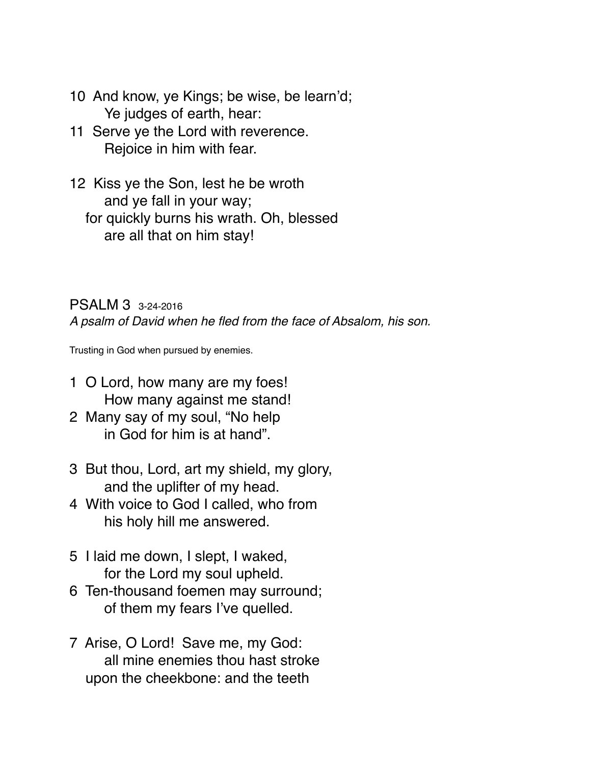10  And know, ye Kings; be wise, be learn'd;
      Ye judges of earth, hear:
11  Serve ye the Lord with reverence.
      Rejoice in him with fear.

12  Kiss ye the Son, lest he be wroth
      and ye fall in your way;
   for quickly burns his wrath. Oh, blessed
      are all that on him stay!

## PSALM 3 3-24-2016

*A psalm of David when he fled from the face of Absalom, his son.*

Trusting in God when pursued by enemies.

1  O Lord, how many are my foes!
      How many against me stand!
2  Many say of my soul, "No help
      in God for him is at hand".

3  But thou, Lord, art my shield, my glory,
      and the uplifter of my head.
4  With voice to God I called, who from
      his holy hill me answered.

5  I laid me down, I slept, I waked,
      for the Lord my soul upheld.
6  Ten-thousand foemen may surround;
      of them my fears I've quelled.

7  Arise, O Lord!  Save me, my God:
      all mine enemies thou hast stroke
   upon the cheekbone: and the teeth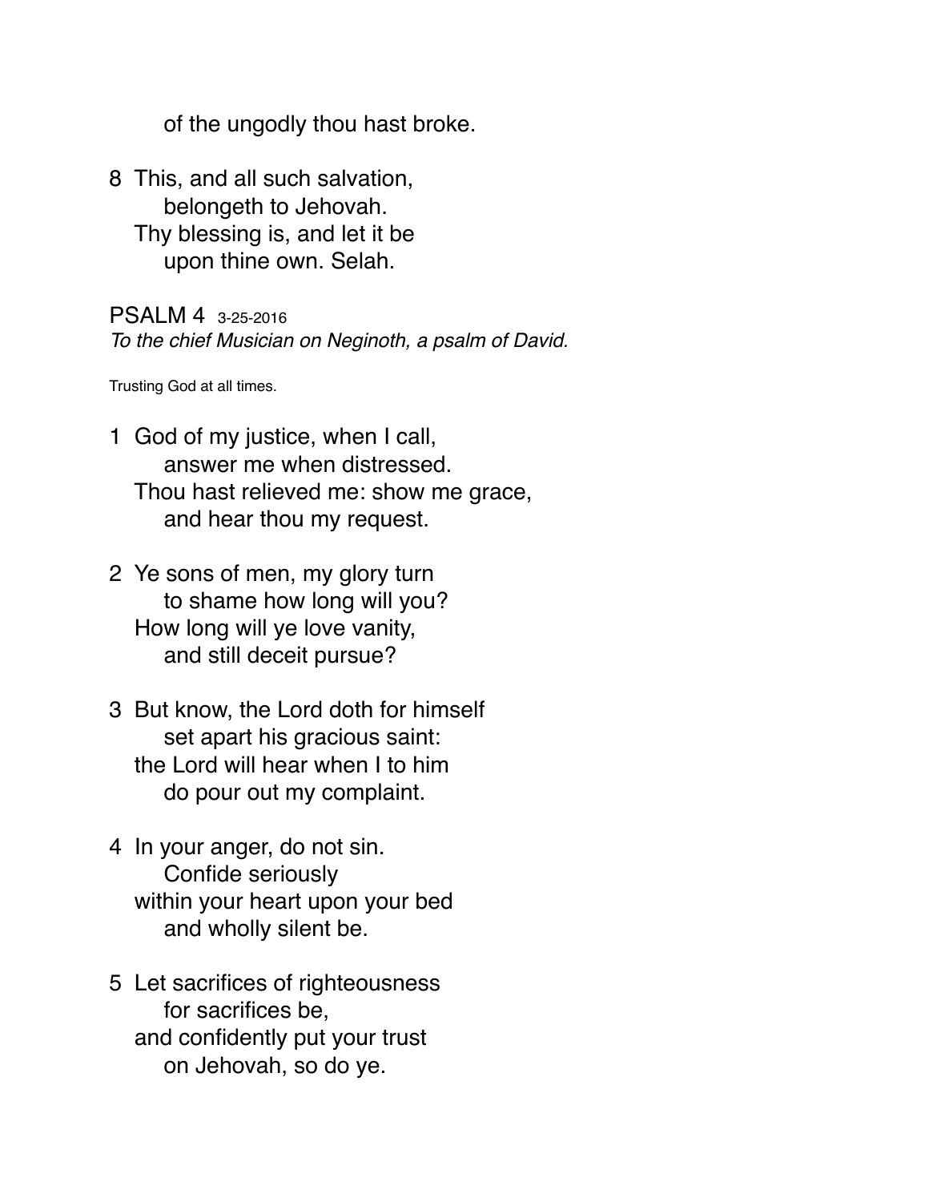of the ungodly thou hast broke.

8 This, and all such salvation,
belongeth to Jehovah.
Thy blessing is, and let it be
upon thine own. Selah.

## PSALM 4 3-25-2016

*To the chief Musician on Neginoth, a psalm of David.*

Trusting God at all times.

1 God of my justice, when I call,
answer me when distressed.
Thou hast relieved me: show me grace,
and hear thou my request.

2 Ye sons of men, my glory turn
to shame how long will you?
How long will ye love vanity,
and still deceit pursue?

3 But know, the Lord doth for himself
set apart his gracious saint:
the Lord will hear when I to him
do pour out my complaint.

4 In your anger, do not sin.
Confide seriously
within your heart upon your bed
and wholly silent be.

5 Let sacrifices of righteousness
for sacrifices be,
and confidently put your trust
on Jehovah, so do ye.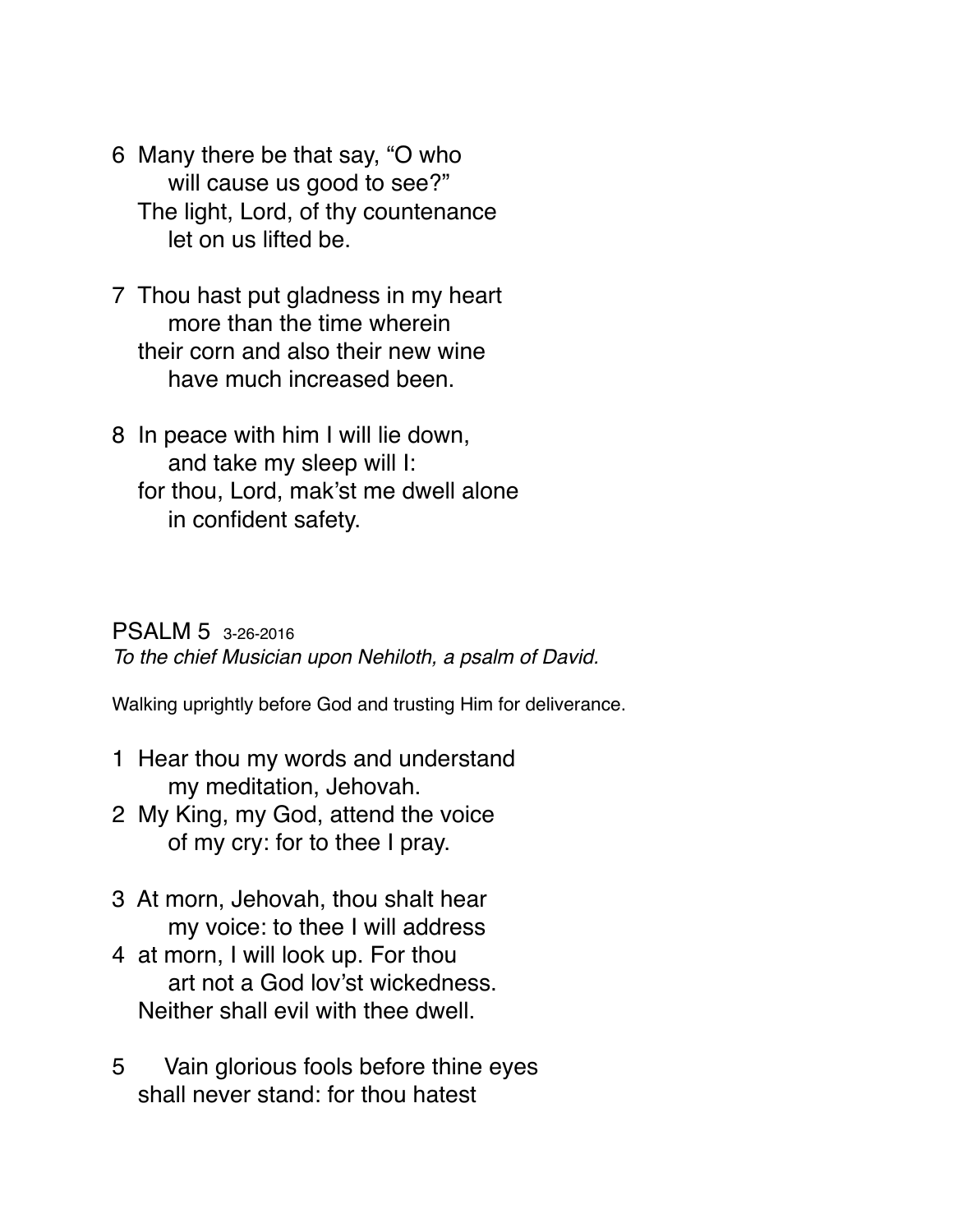6 Many there be that say, "O who
    will cause us good to see?"
  The light, Lord, of thy countenance
    let on us lifted be.

7 Thou hast put gladness in my heart
    more than the time wherein
  their corn and also their new wine
    have much increased been.

8 In peace with him I will lie down,
    and take my sleep will I:
  for thou, Lord, mak'st me dwell alone
    in confident safety.

## PSALM 5 3-26-2016

*To the chief Musician upon Nehiloth, a psalm of David.*

Walking uprightly before God and trusting Him for deliverance.

1 Hear thou my words and understand
    my meditation, Jehovah.
2 My King, my God, attend the voice
    of my cry: for to thee I pray.

3 At morn, Jehovah, thou shalt hear
    my voice: to thee I will address
4 at morn, I will look up. For thou
    art not a God lov'st wickedness.
  Neither shall evil with thee dwell.

5   Vain glorious fools before thine eyes
  shall never stand: for thou hatest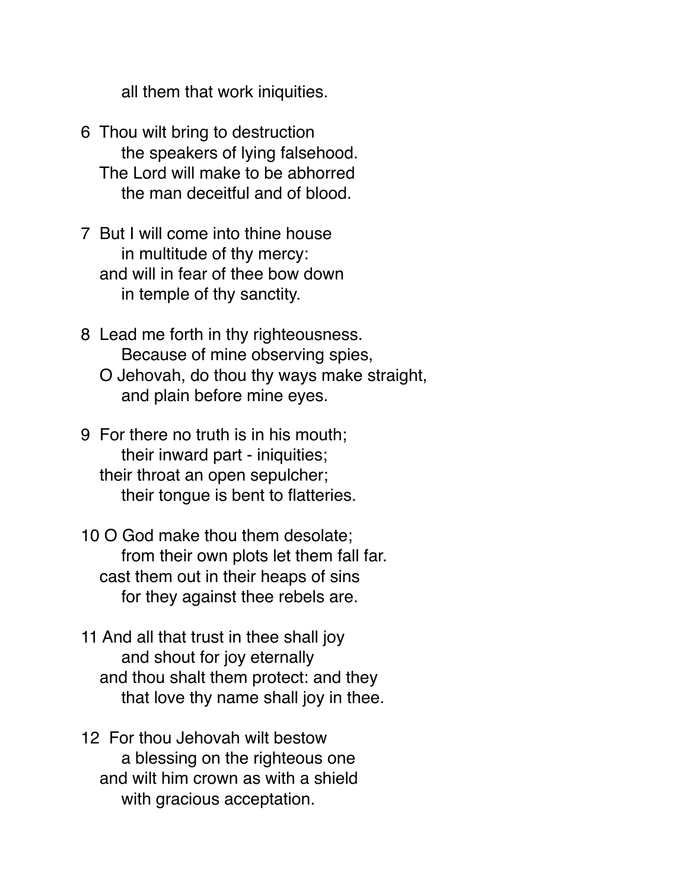all them that work iniquities.

6 Thou wilt bring to destruction
the speakers of lying falsehood.
The Lord will make to be abhorred
the man deceitful and of blood.

7 But I will come into thine house
in multitude of thy mercy:
and will in fear of thee bow down
in temple of thy sanctity.

8 Lead me forth in thy righteousness.
Because of mine observing spies,
O Jehovah, do thou thy ways make straight,
and plain before mine eyes.

9 For there no truth is in his mouth;
their inward part - iniquities;
their throat an open sepulcher;
their tongue is bent to flatteries.

10 O God make thou them desolate;
from their own plots let them fall far.
cast them out in their heaps of sins
for they against thee rebels are.

11 And all that trust in thee shall joy
and shout for joy eternally
and thou shalt them protect: and they
that love thy name shall joy in thee.

12 For thou Jehovah wilt bestow
a blessing on the righteous one
and wilt him crown as with a shield
with gracious acceptation.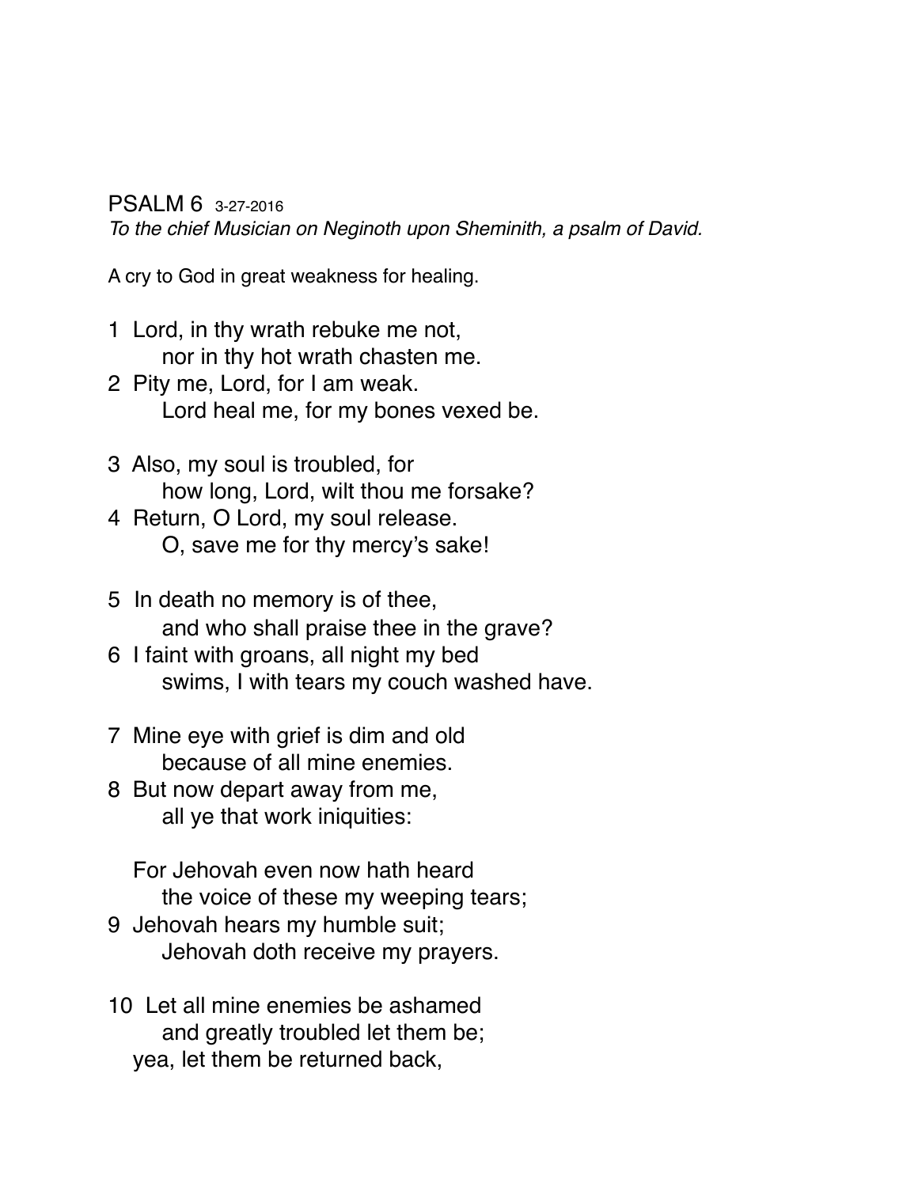# PSALM 6 3-27-2016

*To the chief Musician on Neginoth upon Sheminith, a psalm of David.*

A cry to God in great weakness for healing.

1 Lord, in thy wrath rebuke me not,
  nor in thy hot wrath chasten me.
2 Pity me, Lord, for I am weak.
  Lord heal me, for my bones vexed be.

3 Also, my soul is troubled, for
  how long, Lord, wilt thou me forsake?
4 Return, O Lord, my soul release.
  O, save me for thy mercy's sake!

5 In death no memory is of thee,
  and who shall praise thee in the grave?
6 I faint with groans, all night my bed
  swims, I with tears my couch washed have.

7 Mine eye with grief is dim and old
  because of all mine enemies.
8 But now depart away from me,
  all ye that work iniquities:

For Jehovah even now hath heard
  the voice of these my weeping tears;
9 Jehovah hears my humble suit;
  Jehovah doth receive my prayers.

10 Let all mine enemies be ashamed
  and greatly troubled let them be;
yea, let them be returned back,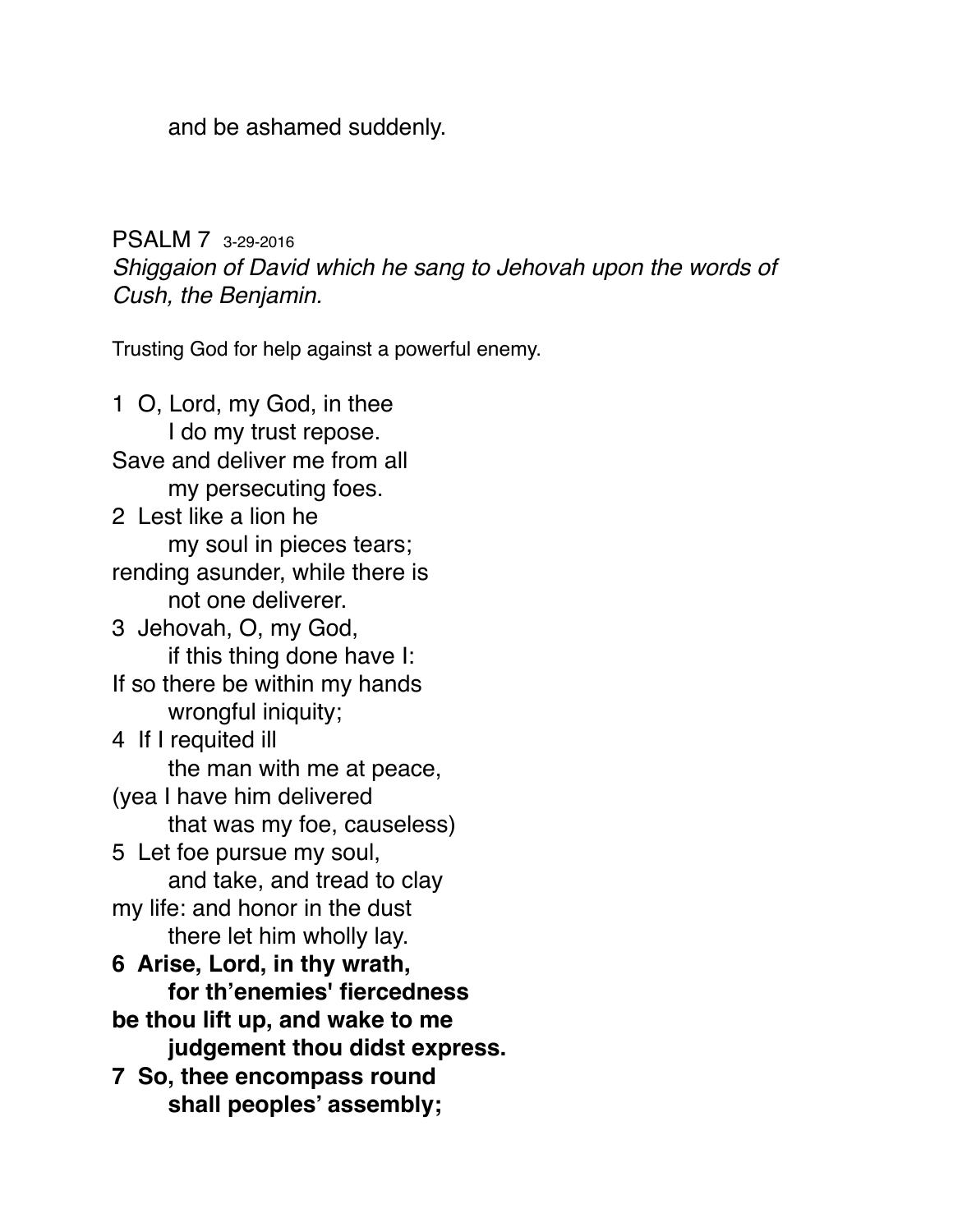and be ashamed suddenly.

PSALM 7 3-29-2016

*Shiggaion of David which he sang to Jehovah upon the words of Cush, the Benjamin.*

Trusting God for help against a powerful enemy.

1 O, Lord, my God, in thee
 I do my trust repose.
Save and deliver me from all
 my persecuting foes.
2 Lest like a lion he
 my soul in pieces tears;
rending asunder, while there is
 not one deliverer.
3 Jehovah, O, my God,
 if this thing done have I:
If so there be within my hands
 wrongful iniquity;
4 If I requited ill
 the man with me at peace,
(yea I have him delivered
 that was my foe, causeless)
5 Let foe pursue my soul,
 and take, and tread to clay
my life: and honor in the dust
 there let him wholly lay.
**6 Arise, Lord, in thy wrath,**
 **for th'enemies' fiercedness**
**be thou lift up, and wake to me**
 **judgement thou didst express.**
**7 So, thee encompass round**
 **shall peoples' assembly;**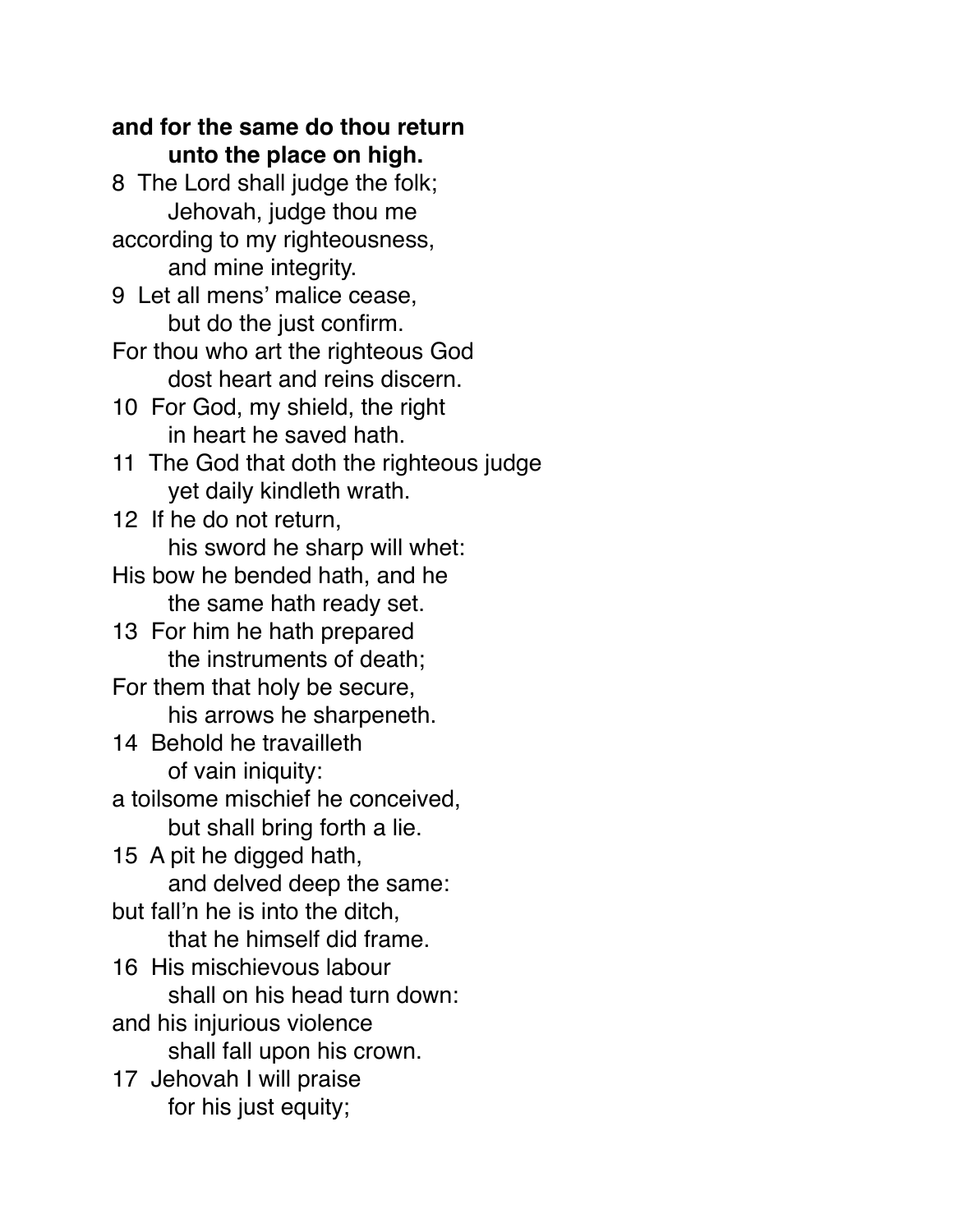**and for the same do thou return**
**unto the place on high.**

8 The Lord shall judge the folk;
Jehovah, judge thou me
according to my righteousness,
and mine integrity.

9 Let all mens' malice cease,
but do the just confirm.
For thou who art the righteous God
dost heart and reins discern.

10 For God, my shield, the right
in heart he saved hath.

11 The God that doth the righteous judge
yet daily kindleth wrath.

12 If he do not return,
his sword he sharp will whet:
His bow he bended hath, and he
the same hath ready set.

13 For him he hath prepared
the instruments of death;
For them that holy be secure,
his arrows he sharpeneth.

14 Behold he travailleth
of vain iniquity:
a toilsome mischief he conceived,
but shall bring forth a lie.

15 A pit he digged hath,
and delved deep the same:
but fall'n he is into the ditch,
that he himself did frame.

16 His mischievous labour
shall on his head turn down:
and his injurious violence
shall fall upon his crown.

17 Jehovah I will praise
for his just equity;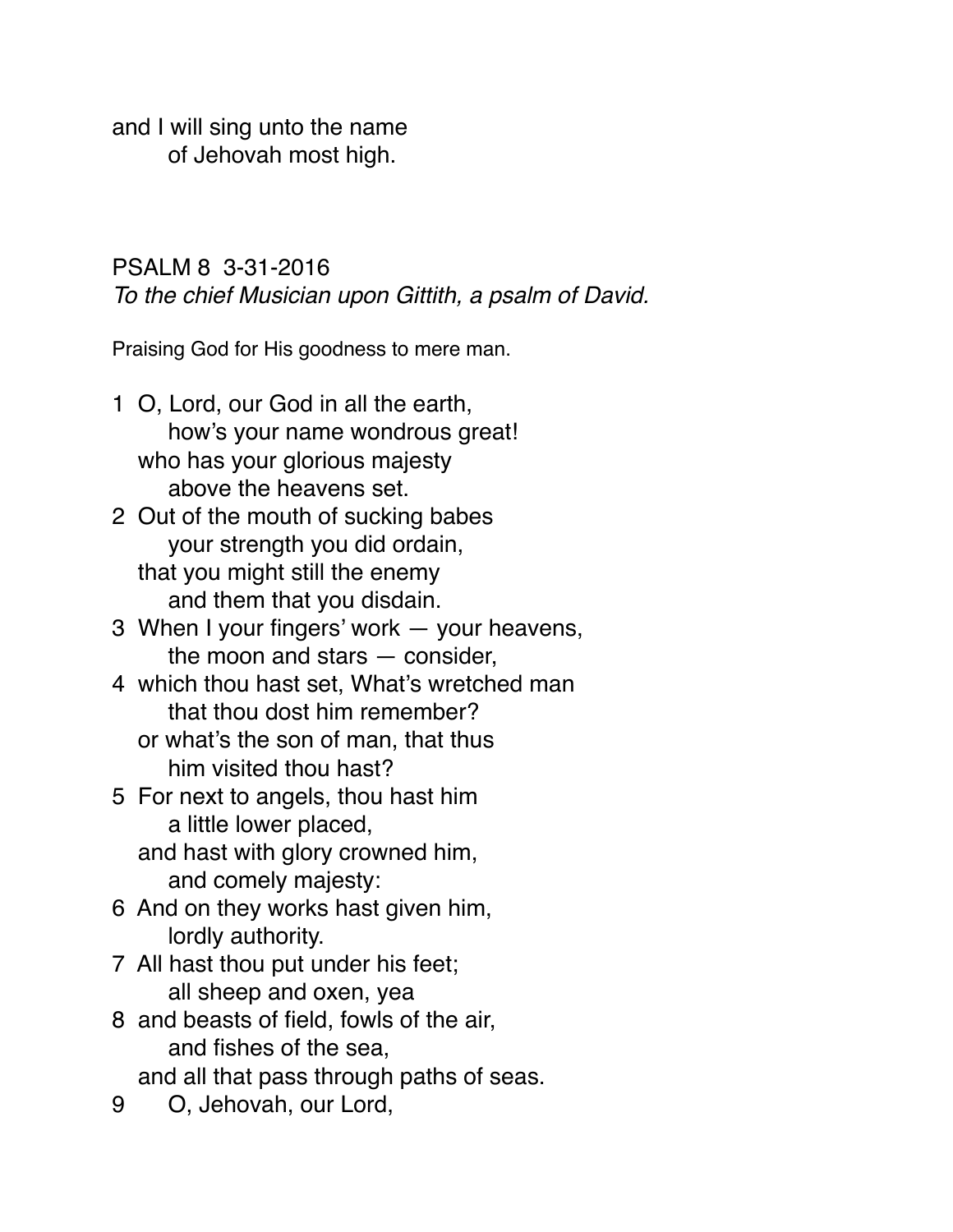and I will sing unto the name
        of Jehovah most high.

## PSALM 8  3-31-2016

*To the chief Musician upon Gittith, a psalm of David.*

Praising God for His goodness to mere man.

1  O, Lord, our God in all the earth,
        how's your name wondrous great!
    who has your glorious majesty
        above the heavens set.
2  Out of the mouth of sucking babes
        your strength you did ordain,
    that you might still the enemy
        and them that you disdain.
3  When I your fingers' work — your heavens,
        the moon and stars — consider,
4  which thou hast set, What's wretched man
        that thou dost him remember?
    or what's the son of man, that thus
        him visited thou hast?
5  For next to angels, thou hast him
        a little lower placed,
    and hast with glory crowned him,
        and comely majesty:
6  And on they works hast given him,
        lordly authority.
7  All hast thou put under his feet;
        all sheep and oxen, yea
8  and beasts of field, fowls of the air,
        and fishes of the sea,
    and all that pass through paths of seas.
9       O, Jehovah, our Lord,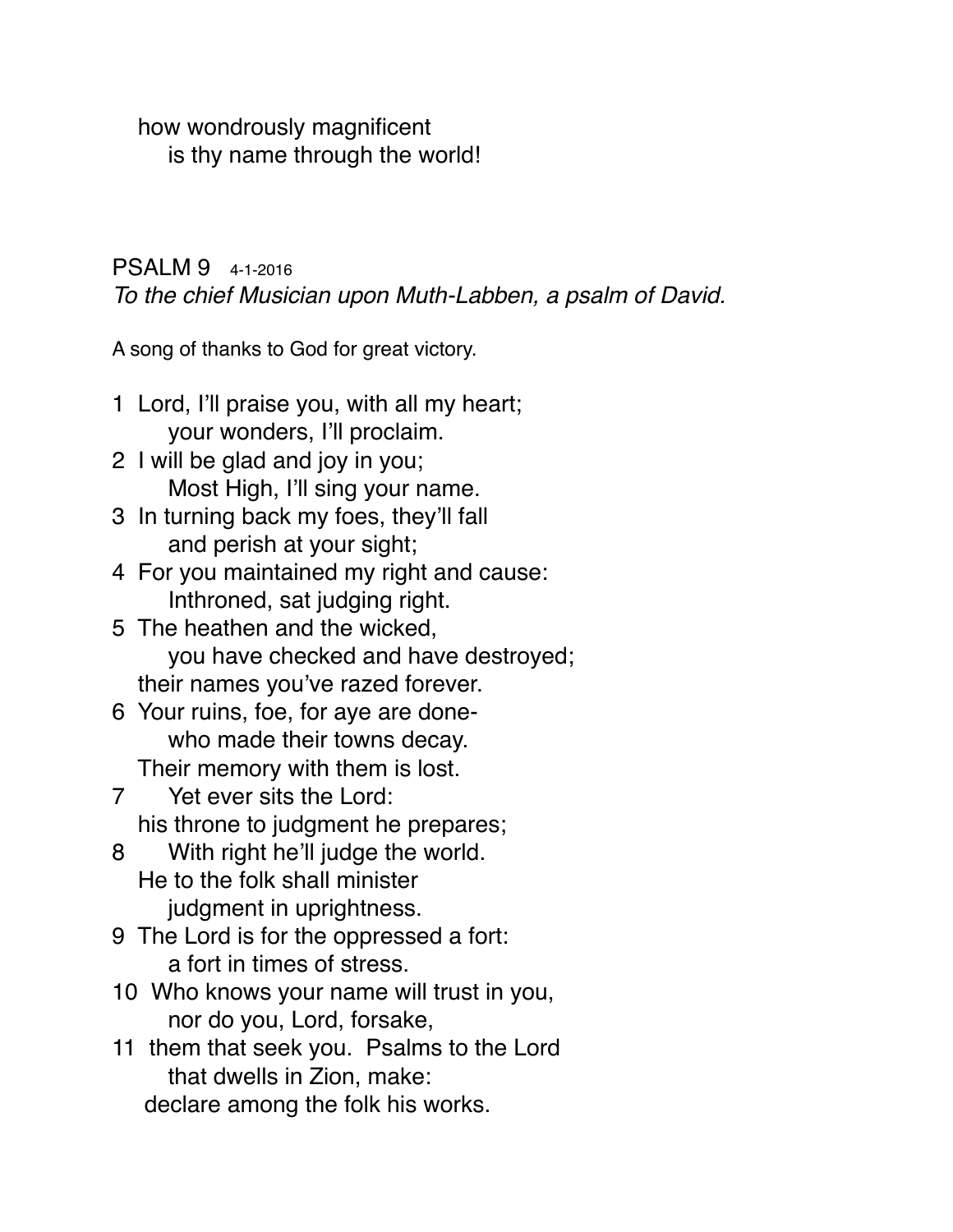how wondrously magnificent
    is thy name through the world!

## PSALM 9 4-1-2016

*To the chief Musician upon Muth-Labben, a psalm of David.*

A song of thanks to God for great victory.

1 Lord, I'll praise you, with all my heart;
    your wonders, I'll proclaim.
2 I will be glad and joy in you;
    Most High, I'll sing your name.
3 In turning back my foes, they'll fall
    and perish at your sight;
4 For you maintained my right and cause:
    Inthroned, sat judging right.
5 The heathen and the wicked,
    you have checked and have destroyed;
  their names you've razed forever.
6 Your ruins, foe, for aye are done-
    who made their towns decay.
  Their memory with them is lost.
7     Yet ever sits the Lord:
  his throne to judgment he prepares;
8     With right he'll judge the world.
  He to the folk shall minister
    judgment in uprightness.
9 The Lord is for the oppressed a fort:
    a fort in times of stress.
10 Who knows your name will trust in you,
    nor do you, Lord, forsake,
11 them that seek you. Psalms to the Lord
    that dwells in Zion, make:
  declare among the folk his works.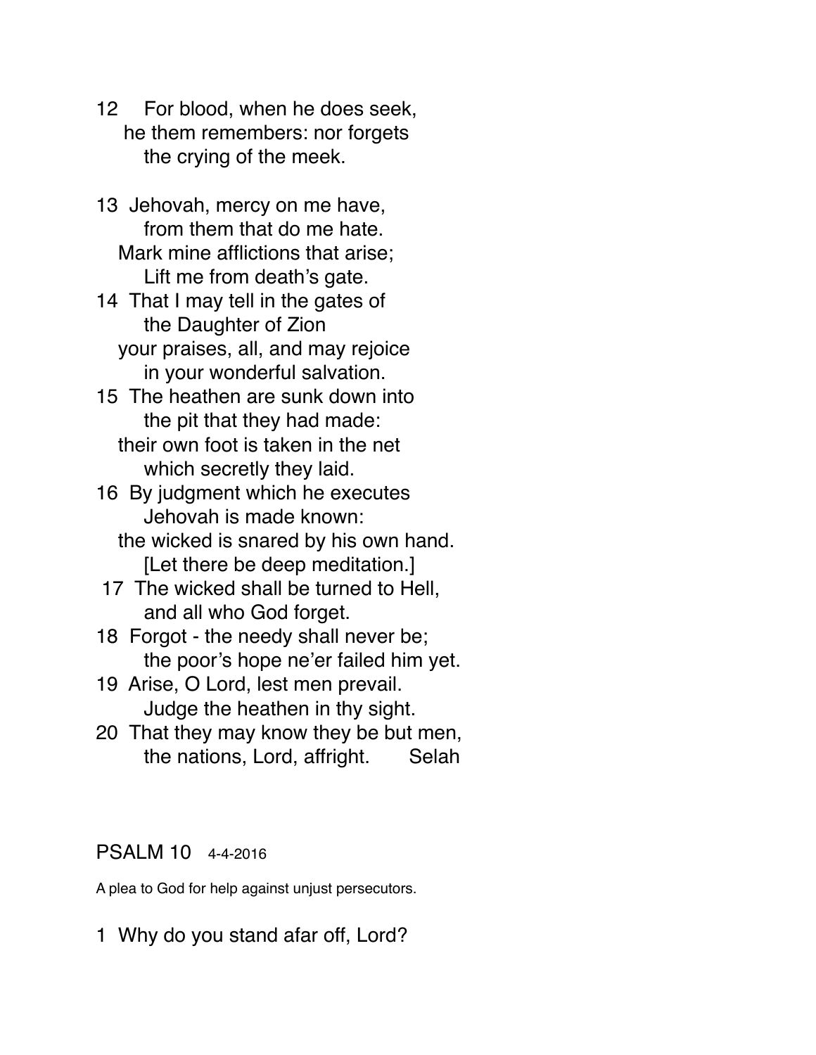12  For blood, when he does seek,
he them remembers: nor forgets
the crying of the meek.

13  Jehovah, mercy on me have,
from them that do me hate.
Mark mine afflictions that arise;
Lift me from death's gate.
14  That I may tell in the gates of
the Daughter of Zion
your praises, all, and may rejoice
in your wonderful salvation.
15  The heathen are sunk down into
the pit that they had made:
their own foot is taken in the net
which secretly they laid.
16  By judgment which he executes
Jehovah is made known:
the wicked is snared by his own hand.
[Let there be deep meditation.]
17  The wicked shall be turned to Hell,
and all who God forget.
18  Forgot - the needy shall never be;
the poor's hope ne'er failed him yet.
19  Arise, O Lord, lest men prevail.
Judge the heathen in thy sight.
20  That they may know they be but men,
the nations, Lord, affright.        Selah

## PSALM 10   4-4-2016

A plea to God for help against unjust persecutors.

1  Why do you stand afar off, Lord?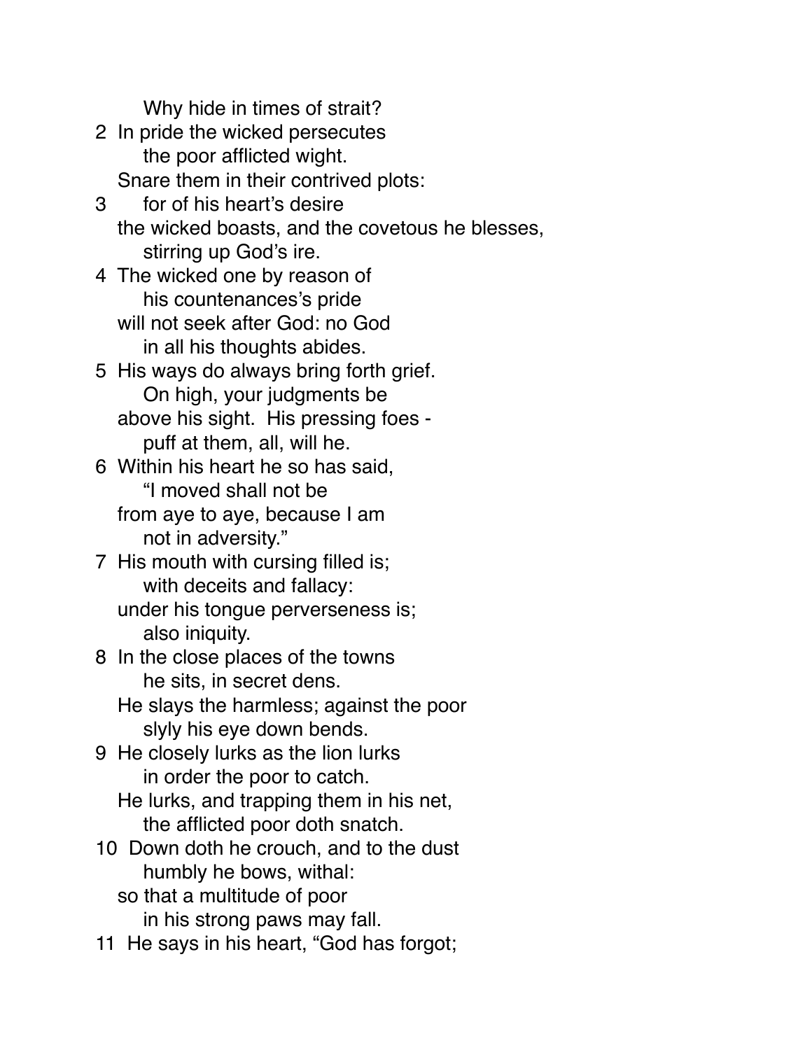Why hide in times of strait?

2 In pride the wicked persecutes
the poor afflicted wight.
Snare them in their contrived plots:

3 for of his heart's desire
the wicked boasts, and the covetous he blesses,
stirring up God's ire.

4 The wicked one by reason of
his countenances's pride
will not seek after God: no God
in all his thoughts abides.

5 His ways do always bring forth grief.
On high, your judgments be
above his sight. His pressing foes -
puff at them, all, will he.

6 Within his heart he so has said,
"I moved shall not be
from aye to aye, because I am
not in adversity."

7 His mouth with cursing filled is;
with deceits and fallacy:
under his tongue perverseness is;
also iniquity.

8 In the close places of the towns
he sits, in secret dens.
He slays the harmless; against the poor
slyly his eye down bends.

9 He closely lurks as the lion lurks
in order the poor to catch.
He lurks, and trapping them in his net,
the afflicted poor doth snatch.

10 Down doth he crouch, and to the dust
humbly he bows, withal:
so that a multitude of poor
in his strong paws may fall.

11 He says in his heart, "God has forgot;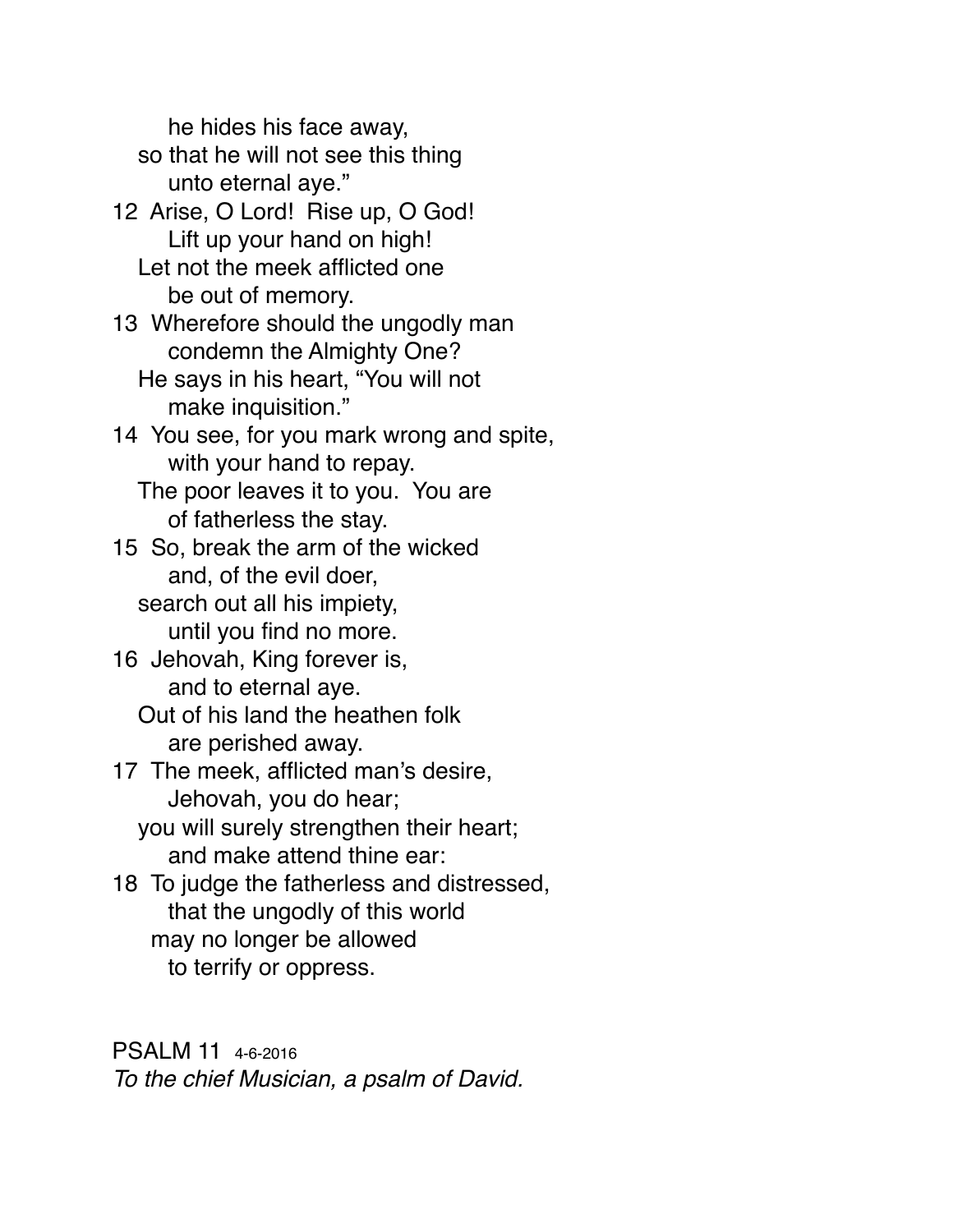he hides his face away,
so that he will not see this thing
unto eternal aye."

12 Arise, O Lord! Rise up, O God!
Lift up your hand on high!
Let not the meek afflicted one
be out of memory.

13 Wherefore should the ungodly man
condemn the Almighty One?
He says in his heart, "You will not
make inquisition."

14 You see, for you mark wrong and spite,
with your hand to repay.
The poor leaves it to you. You are
of fatherless the stay.

15 So, break the arm of the wicked
and, of the evil doer,
search out all his impiety,
until you find no more.

16 Jehovah, King forever is,
and to eternal aye.
Out of his land the heathen folk
are perished away.

17 The meek, afflicted man's desire,
Jehovah, you do hear;
you will surely strengthen their heart;
and make attend thine ear:

18 To judge the fatherless and distressed,
that the ungodly of this world
may no longer be allowed
to terrify or oppress.

## PSALM 11 4-6-2016

*To the chief Musician, a psalm of David.*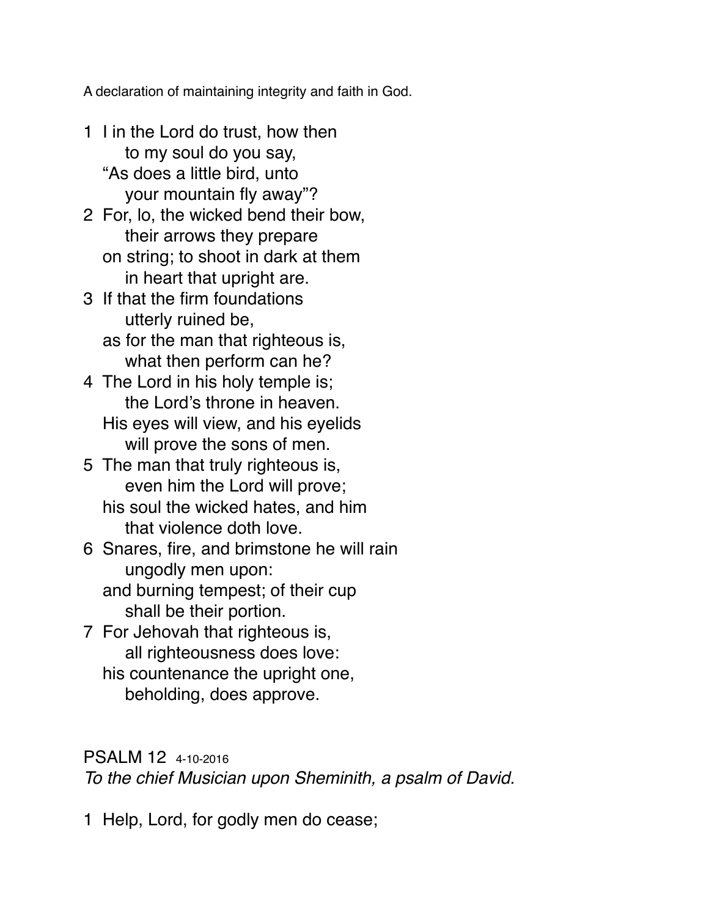A declaration of maintaining integrity and faith in God.

1  I in the Lord do trust, how then
       to my soul do you say,
   “As does a little bird, unto
       your mountain fly away”?
2  For, lo, the wicked bend their bow,
       their arrows they prepare
   on string; to shoot in dark at them
       in heart that upright are.
3  If that the firm foundations
       utterly ruined be,
   as for the man that righteous is,
       what then perform can he?
4  The Lord in his holy temple is;
       the Lord’s throne in heaven.
   His eyes will view, and his eyelids
       will prove the sons of men.
5  The man that truly righteous is,
       even him the Lord will prove;
   his soul the wicked hates, and him
       that violence doth love.
6  Snares, fire, and brimstone he will rain
       ungodly men upon:
   and burning tempest; of their cup
       shall be their portion.
7  For Jehovah that righteous is,
       all righteousness does love:
   his countenance the upright one,
       beholding, does approve.

## PSALM 12 4-10-2016

*To the chief Musician upon Sheminith, a psalm of David.*

1  Help, Lord, for godly men do cease;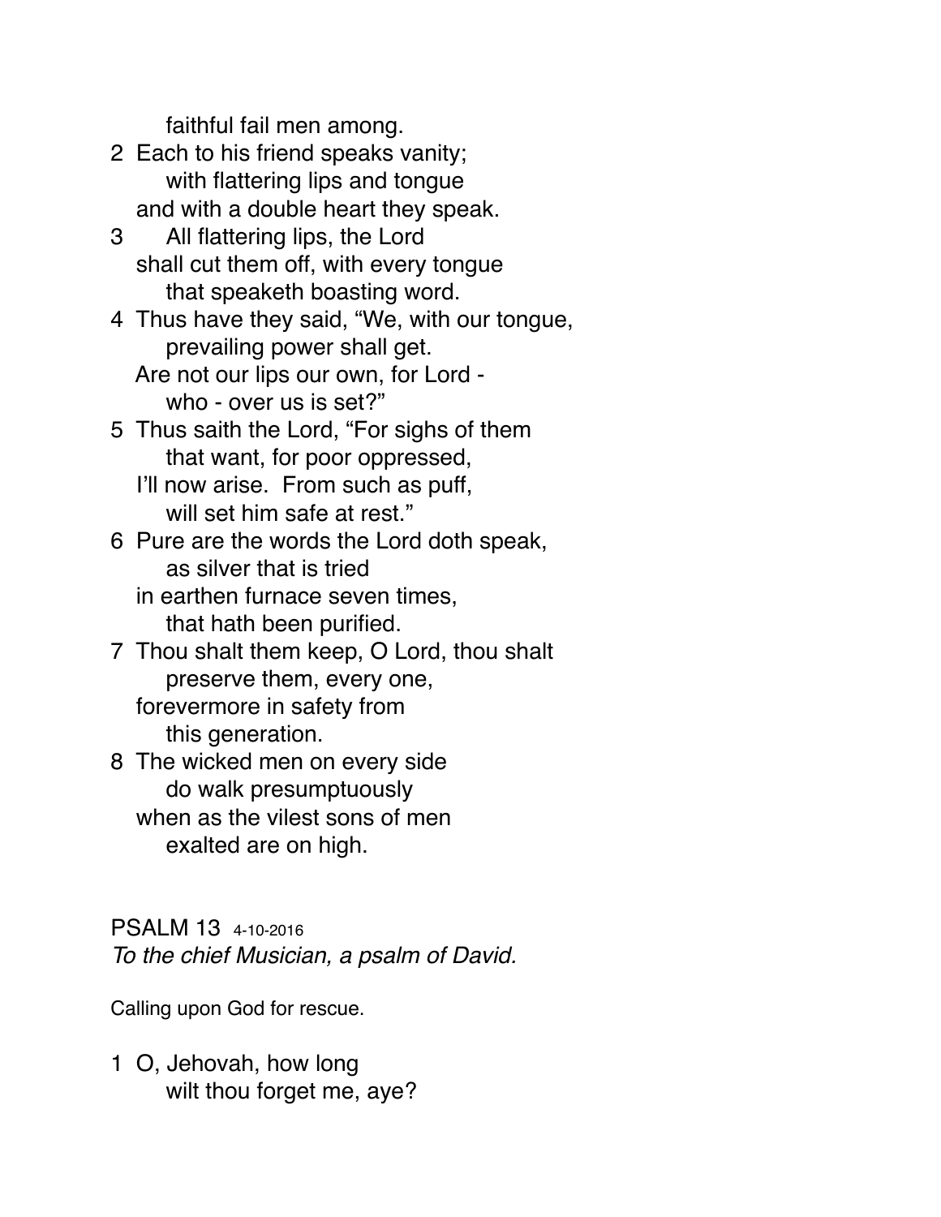faithful fail men among.

2 Each to his friend speaks vanity;
    with flattering lips and tongue
  and with a double heart they speak.

3     All flattering lips, the Lord
  shall cut them off, with every tongue
    that speaketh boasting word.

4 Thus have they said, "We, with our tongue,
    prevailing power shall get.
  Are not our lips our own, for Lord -
    who - over us is set?"

5 Thus saith the Lord, "For sighs of them
    that want, for poor oppressed,
  I'll now arise.  From such as puff,
    will set him safe at rest."

6 Pure are the words the Lord doth speak,
    as silver that is tried
  in earthen furnace seven times,
    that hath been purified.

7 Thou shalt them keep, O Lord, thou shalt
    preserve them, every one,
  forevermore in safety from
    this generation.

8 The wicked men on every side
    do walk presumptuously
  when as the vilest sons of men
    exalted are on high.

## PSALM 13 4-10-2016

*To the chief Musician, a psalm of David.*

Calling upon God for rescue.

1 O, Jehovah, how long
    wilt thou forget me, aye?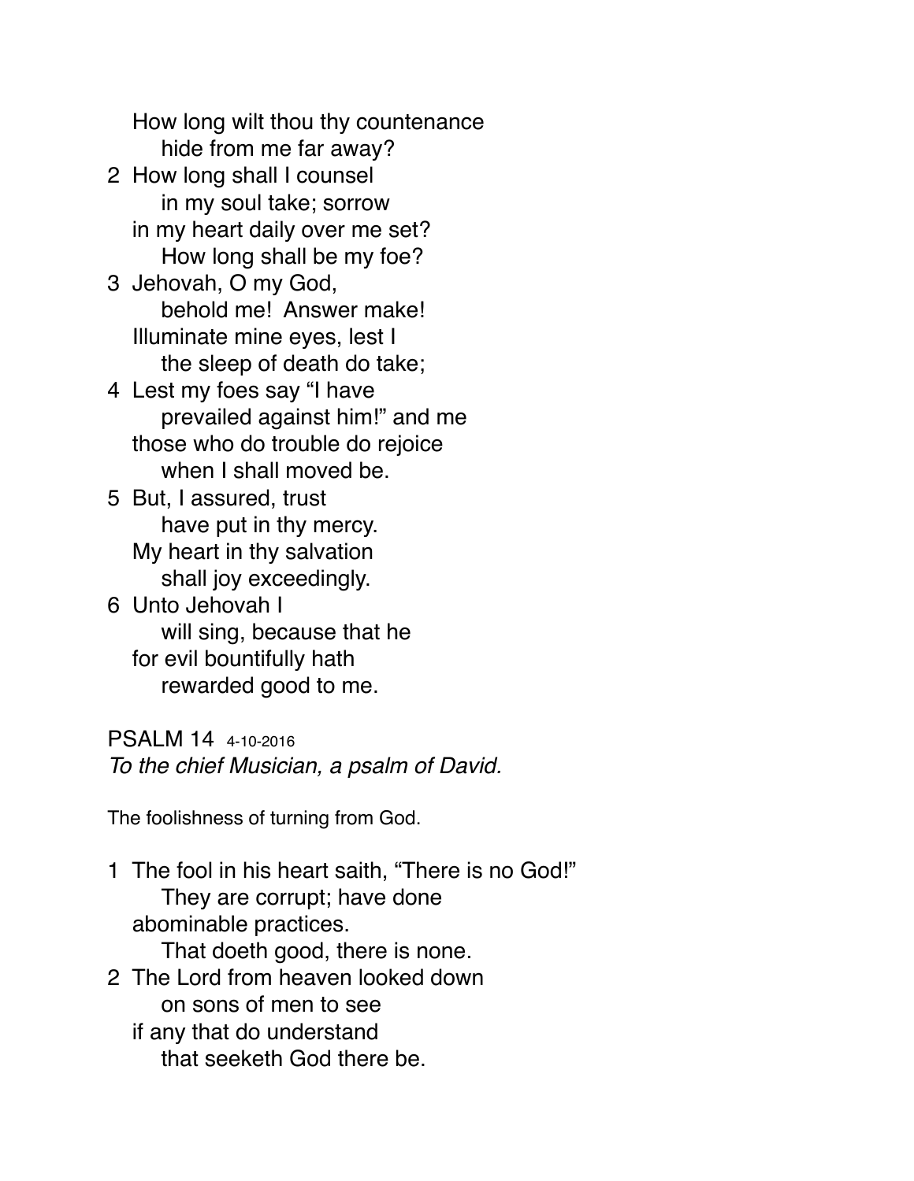How long wilt thou thy countenance
    hide from me far away?

2 How long shall I counsel
    in my soul take; sorrow
  in my heart daily over me set?
    How long shall be my foe?

3 Jehovah, O my God,
    behold me! Answer make!
  Illuminate mine eyes, lest I
    the sleep of death do take;

4 Lest my foes say "I have
    prevailed against him!" and me
  those who do trouble do rejoice
    when I shall moved be.

5 But, I assured, trust
    have put in thy mercy.
  My heart in thy salvation
    shall joy exceedingly.

6 Unto Jehovah I
    will sing, because that he
  for evil bountifully hath
    rewarded good to me.

## PSALM 14 4-10-2016

*To the chief Musician, a psalm of David.*

The foolishness of turning from God.

1 The fool in his heart saith, "There is no God!"
    They are corrupt; have done
  abominable practices.
    That doeth good, there is none.

2 The Lord from heaven looked down
    on sons of men to see
  if any that do understand
    that seeketh God there be.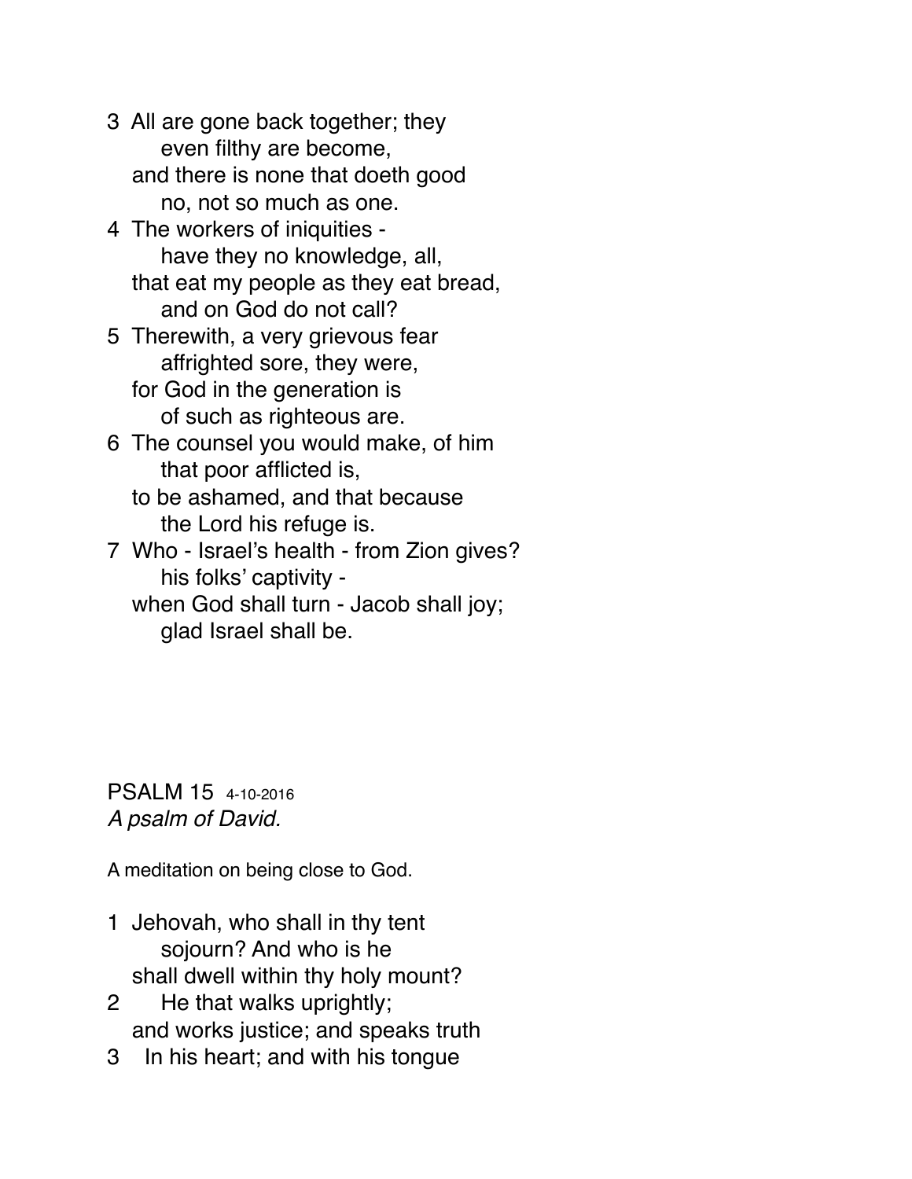3  All are gone back together; they
      even filthy are become,
   and there is none that doeth good
      no, not so much as one.

4  The workers of iniquities -
      have they no knowledge, all,
   that eat my people as they eat bread,
      and on God do not call?

5  Therewith, a very grievous fear
      affrighted sore, they were,
   for God in the generation is
      of such as righteous are.

6  The counsel you would make, of him
      that poor afflicted is,
   to be ashamed, and that because
      the Lord his refuge is.

7  Who - Israel's health - from Zion gives?
      his folks' captivity -
   when God shall turn - Jacob shall joy;
      glad Israel shall be.

## PSALM 15 4-10-2016

*A psalm of David.*

A meditation on being close to God.

1  Jehovah, who shall in thy tent
      sojourn? And who is he
   shall dwell within thy holy mount?

2      He that walks uprightly;
   and works justice; and speaks truth

3    In his heart; and with his tongue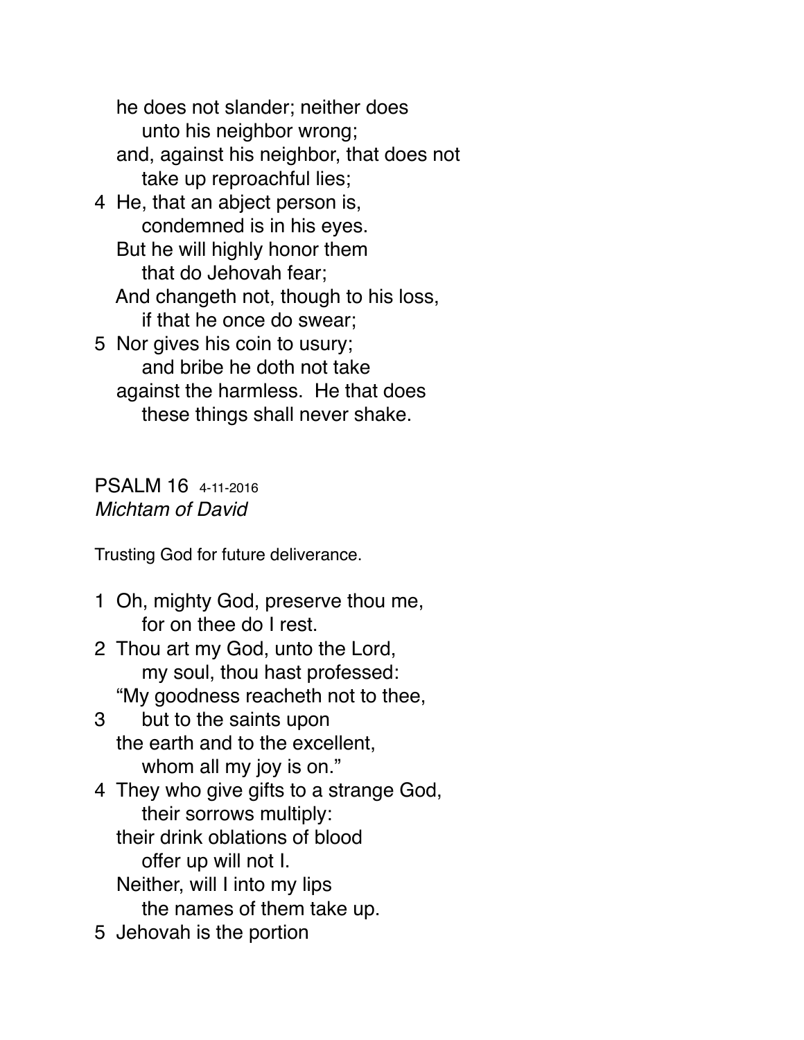he does not slander; neither does
    unto his neighbor wrong;
and, against his neighbor, that does not
    take up reproachful lies;

4 He, that an abject person is,
    condemned is in his eyes.
But he will highly honor them
    that do Jehovah fear;
And changeth not, though to his loss,
    if that he once do swear;

5 Nor gives his coin to usury;
    and bribe he doth not take
against the harmless. He that does
    these things shall never shake.

## PSALM 16 4-11-2016

*Michtam of David*

Trusting God for future deliverance.

1 Oh, mighty God, preserve thou me,
    for on thee do I rest.

2 Thou art my God, unto the Lord,
    my soul, thou hast professed:
"My goodness reacheth not to thee,

3     but to the saints upon
the earth and to the excellent,
    whom all my joy is on."

4 They who give gifts to a strange God,
    their sorrows multiply:
their drink oblations of blood
    offer up will not I.
Neither, will I into my lips
    the names of them take up.

5 Jehovah is the portion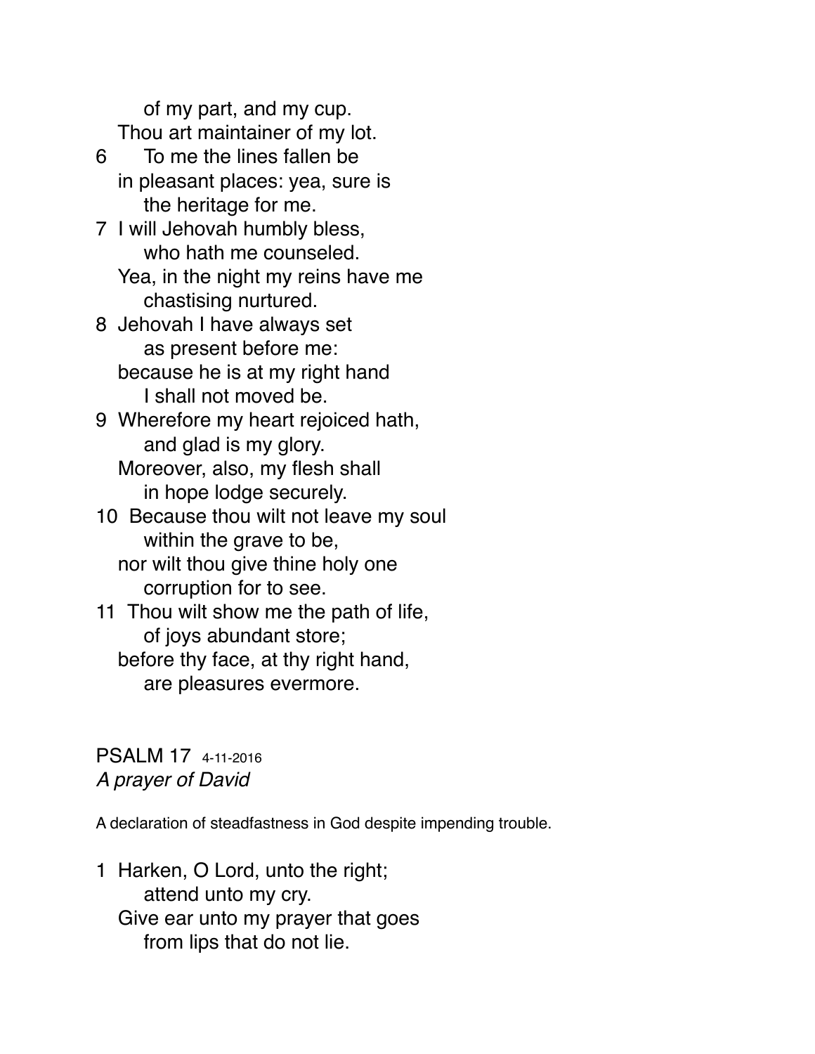of my part, and my cup.  
Thou art maintainer of my lot.

6 To me the lines fallen be  
in pleasant places: yea, sure is  
the heritage for me.

7 I will Jehovah humbly bless,  
who hath me counseled.  
Yea, in the night my reins have me  
chastising nurtured.

8 Jehovah I have always set  
as present before me:  
because he is at my right hand  
I shall not moved be.

9 Wherefore my heart rejoiced hath,  
and glad is my glory.  
Moreover, also, my flesh shall  
in hope lodge securely.

10 Because thou wilt not leave my soul  
within the grave to be,  
nor wilt thou give thine holy one  
corruption for to see.

11 Thou wilt show me the path of life,  
of joys abundant store;  
before thy face, at thy right hand,  
are pleasures evermore.

## PSALM 17 4-11-2016

*A prayer of David*

A declaration of steadfastness in God despite impending trouble.

1 Harken, O Lord, unto the right;  
attend unto my cry.  
Give ear unto my prayer that goes  
from lips that do not lie.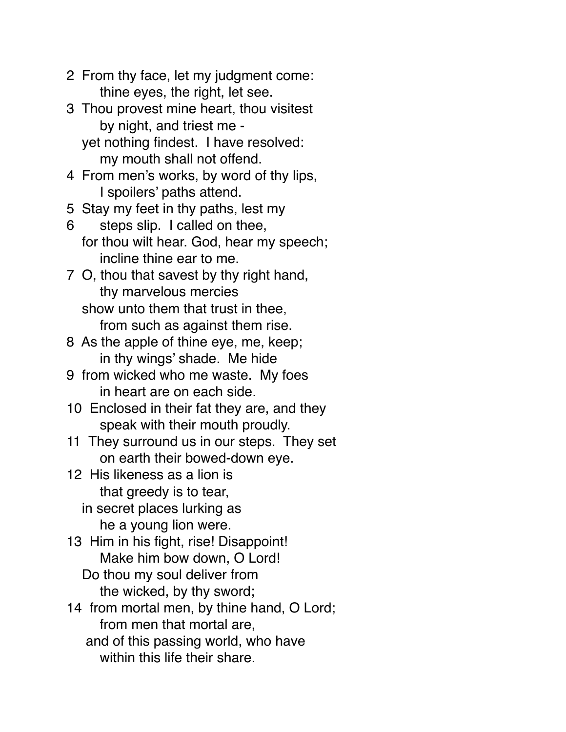2 From thy face, let my judgment come:  
    thine eyes, the right, let see.  
3 Thou provest mine heart, thou visitest  
    by night, and triest me -  
  yet nothing findest. I have resolved:  
    my mouth shall not offend.  
4 From men's works, by word of thy lips,  
    I spoilers' paths attend.  
5 Stay my feet in thy paths, lest my  
6   steps slip. I called on thee,  
  for thou wilt hear. God, hear my speech;  
    incline thine ear to me.  
7 O, thou that savest by thy right hand,  
    thy marvelous mercies  
  show unto them that trust in thee,  
    from such as against them rise.  
8 As the apple of thine eye, me, keep;  
    in thy wings' shade. Me hide  
9 from wicked who me waste. My foes  
    in heart are on each side.  
10 Enclosed in their fat they are, and they  
    speak with their mouth proudly.  
11 They surround us in our steps. They set  
    on earth their bowed-down eye.  
12 His likeness as a lion is  
    that greedy is to tear,  
  in secret places lurking as  
    he a young lion were.  
13 Him in his fight, rise! Disappoint!  
    Make him bow down, O Lord!  
  Do thou my soul deliver from  
    the wicked, by thy sword;  
14 from mortal men, by thine hand, O Lord;  
    from men that mortal are,  
  and of this passing world, who have  
    within this life their share.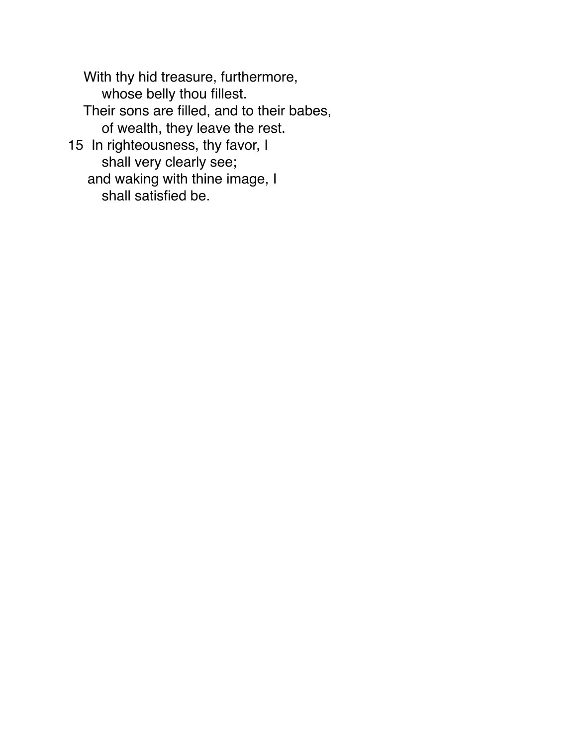With thy hid treasure, furthermore,
   whose belly thou fillest.
Their sons are filled, and to their babes,
   of wealth, they leave the rest.

15 In righteousness, thy favor, I
   shall very clearly see;
and waking with thine image, I
   shall satisfied be.